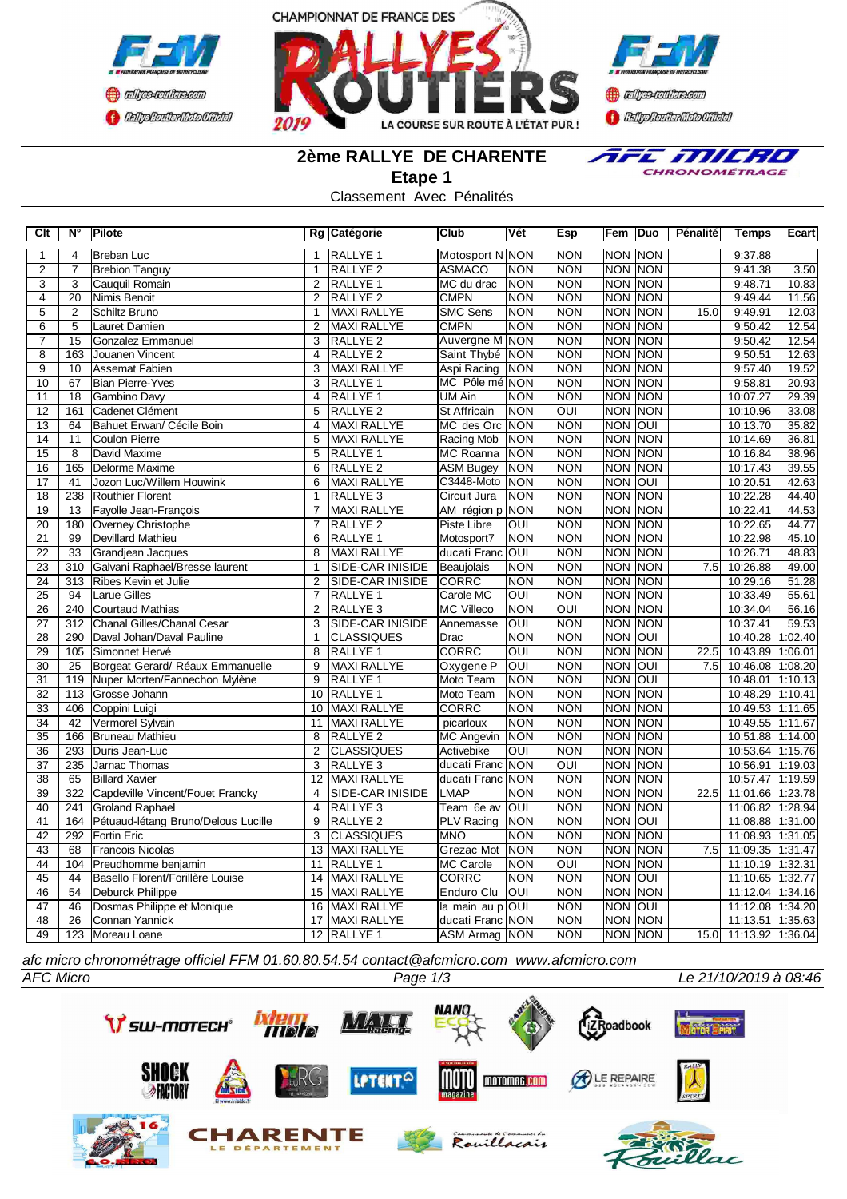# 2ème RALLYE DE CHARENTE

## Etape 1

Classement Avec Pénalités

| Clt | N° | Pilote | Rg | Catégorie | Club | Vét | Esp | Fem | Duo | Pénalité | Temps | Ecart |
|---|---|---|---|---|---|---|---|---|---|---|---|---|
| 1 | 4 | Breban Luc | 1 | RALLYE 1 | Motosport N | NON | NON | NON | NON | | 9:37.88 | |
| 2 | 7 | Brebion Tanguy | 1 | RALLYE 2 | ASMACO | NON | NON | NON | NON | | 9:41.38 | 3.50 |
| 3 | 3 | Cauquil Romain | 2 | RALLYE 1 | MC du drac | NON | NON | NON | NON | | 9:48.71 | 10.83 |
| 4 | 20 | Nimis Benoit | 2 | RALLYE 2 | CMPN | NON | NON | NON | NON | | 9:49.44 | 11.56 |
| 5 | 2 | Schiltz Bruno | 1 | MAXI RALLYE | SMC Sens | NON | NON | NON | NON | 15.0 | 9:49.91 | 12.03 |
| 6 | 5 | Lauret Damien | 2 | MAXI RALLYE | CMPN | NON | NON | NON | NON | | 9:50.42 | 12.54 |
| 7 | 15 | Gonzalez Emmanuel | 3 | RALLYE 2 | Auvergne M | NON | NON | NON | NON | | 9:50.42 | 12.54 |
| 8 | 163 | Jouanen Vincent | 4 | RALLYE 2 | Saint Thybé | NON | NON | NON | NON | | 9:50.51 | 12.63 |
| 9 | 10 | Assemat Fabien | 3 | MAXI RALLYE | Aspi Racing | NON | NON | NON | NON | | 9:57.40 | 19.52 |
| 10 | 67 | Bian Pierre-Yves | 3 | RALLYE 1 | MC Pôle mé | NON | NON | NON | NON | | 9:58.81 | 20.93 |
| 11 | 18 | Gambino Davy | 4 | RALLYE 1 | UM Ain | NON | NON | NON | NON | | 10:07.27 | 29.39 |
| 12 | 161 | Cadenet Clément | 5 | RALLYE 2 | St Affricain | NON | OUI | NON | NON | | 10:10.96 | 33.08 |
| 13 | 64 | Bahuet Erwan/ Cécile Boin | 4 | MAXI RALLYE | MC des Orc | NON | NON | NON | OUI | | 10:13.70 | 35.82 |
| 14 | 11 | Coulon Pierre | 5 | MAXI RALLYE | Racing Mob | NON | NON | NON | NON | | 10:14.69 | 36.81 |
| 15 | 8 | David Maxime | 5 | RALLYE 1 | MC Roanna | NON | NON | NON | NON | | 10:16.84 | 38.96 |
| 16 | 165 | Delorme Maxime | 6 | RALLYE 2 | ASM Bugey | NON | NON | NON | NON | | 10:17.43 | 39.55 |
| 17 | 41 | Jozon Luc/Willem Houwink | 6 | MAXI RALLYE | C3448-Moto | NON | NON | NON | OUI | | 10:20.51 | 42.63 |
| 18 | 238 | Routhier Florent | 1 | RALLYE 3 | Circuit Jura | NON | NON | NON | NON | | 10:22.28 | 44.40 |
| 19 | 13 | Fayolle Jean-François | 7 | MAXI RALLYE | AM région p | NON | NON | NON | NON | | 10:22.41 | 44.53 |
| 20 | 180 | Overney Christophe | 7 | RALLYE 2 | Piste Libre | OUI | NON | NON | NON | | 10:22.65 | 44.77 |
| 21 | 99 | Devillard Mathieu | 6 | RALLYE 1 | Motosport7 | NON | NON | NON | NON | | 10:22.98 | 45.10 |
| 22 | 33 | Grandjean Jacques | 8 | MAXI RALLYE | ducati Franc | OUI | NON | NON | NON | | 10:26.71 | 48.83 |
| 23 | 310 | Galvani Raphael/Bresse laurent | 1 | SIDE-CAR INISIDE | Beaujolais | NON | NON | NON | NON | 7.5 | 10:26.88 | 49.00 |
| 24 | 313 | Ribes Kevin et Julie | 2 | SIDE-CAR INISIDE | CORRC | NON | NON | NON | NON | | 10:29.16 | 51.28 |
| 25 | 94 | Larue Gilles | 7 | RALLYE 1 | Carole MC | OUI | NON | NON | NON | | 10:33.49 | 55.61 |
| 26 | 240 | Courtaud Mathias | 2 | RALLYE 3 | MC Villeco | NON | OUI | NON | NON | | 10:34.04 | 56.16 |
| 27 | 312 | Chanal Gilles/Chanal Cesar | 3 | SIDE-CAR INISIDE | Annemasse | OUI | NON | NON | NON | | 10:37.41 | 59.53 |
| 28 | 290 | Daval Johan/Daval Pauline | 1 | CLASSIQUES | Drac | NON | NON | NON | OUI | | 10:40.28 | 1:02.40 |
| 29 | 105 | Simonnet Hervé | 8 | RALLYE 1 | CORRC | OUI | NON | NON | NON | 22.5 | 10:43.89 | 1:06.01 |
| 30 | 25 | Borgeat Gerard/ Réaux Emmanuelle | 9 | MAXI RALLYE | Oxygene P | OUI | NON | NON | OUI | 7.5 | 10:46.08 | 1:08.20 |
| 31 | 119 | Nuper Morten/Fannechon Mylène | 9 | RALLYE 1 | Moto Team | NON | NON | NON | OUI | | 10:48.01 | 1:10.13 |
| 32 | 113 | Grosse Johann | 10 | RALLYE 1 | Moto Team | NON | NON | NON | NON | | 10:48.29 | 1:10.41 |
| 33 | 406 | Coppini Luigi | 10 | MAXI RALLYE | CORRC | NON | NON | NON | NON | | 10:49.53 | 1:11.65 |
| 34 | 42 | Vermorel Sylvain | 11 | MAXI RALLYE | picarloux | NON | NON | NON | NON | | 10:49.55 | 1:11.67 |
| 35 | 166 | Bruneau Mathieu | 8 | RALLYE 2 | MC Angevin | NON | NON | NON | NON | | 10:51.88 | 1:14.00 |
| 36 | 293 | Duris Jean-Luc | 2 | CLASSIQUES | Activebike | OUI | NON | NON | NON | | 10:53.64 | 1:15.76 |
| 37 | 235 | Jarnac Thomas | 3 | RALLYE 3 | ducati Franc | NON | OUI | NON | NON | | 10:56.91 | 1:19.03 |
| 38 | 65 | Billard Xavier | 12 | MAXI RALLYE | ducati Franc | NON | NON | NON | NON | | 10:57.47 | 1:19.59 |
| 39 | 322 | Capdeville Vincent/Fouet Francky | 4 | SIDE-CAR INISIDE | LMAP | NON | NON | NON | NON | 22.5 | 11:01.66 | 1:23.78 |
| 40 | 241 | Groland Raphael | 4 | RALLYE 3 | Team 6e av | OUI | NON | NON | NON | | 11:06.82 | 1:28.94 |
| 41 | 164 | Pétuaud-létang Bruno/Delous Lucille | 9 | RALLYE 2 | PLV Racing | NON | NON | NON | OUI | | 11:08.88 | 1:31.00 |
| 42 | 292 | Fortin Eric | 3 | CLASSIQUES | MNO | NON | NON | NON | NON | | 11:08.93 | 1:31.05 |
| 43 | 68 | Francois Nicolas | 13 | MAXI RALLYE | Grezac Mot | NON | NON | NON | NON | 7.5 | 11:09.35 | 1:31.47 |
| 44 | 104 | Preudhomme benjamin | 11 | RALLYE 1 | MC Carole | NON | OUI | NON | NON | | 11:10.19 | 1:32.31 |
| 45 | 44 | Basello Florent/Forillère Louise | 14 | MAXI RALLYE | CORRC | NON | NON | NON | OUI | | 11:10.65 | 1:32.77 |
| 46 | 54 | Deburck Philippe | 15 | MAXI RALLYE | Enduro Clu | OUI | NON | NON | NON | | 11:12.04 | 1:34.16 |
| 47 | 46 | Dosmas Philippe et Monique | 16 | MAXI RALLYE | la main au p | OUI | NON | NON | OUI | | 11:12.08 | 1:34.20 |
| 48 | 26 | Connan Yannick | 17 | MAXI RALLYE | ducati Franc | NON | NON | NON | NON | | 11:13.51 | 1:35.63 |
| 49 | 123 | Moreau Loane | 12 | RALLYE 1 | ASM Armag | NON | NON | NON | NON | 15.0 | 11:13.92 | 1:36.04 |

*afc micro chronométrage officiel FFM 01.60.80.54.54 contact@afcmicro.com www.afcmicro.com*

*AFC Micro* — *Le 21/10/2019 à 08:46*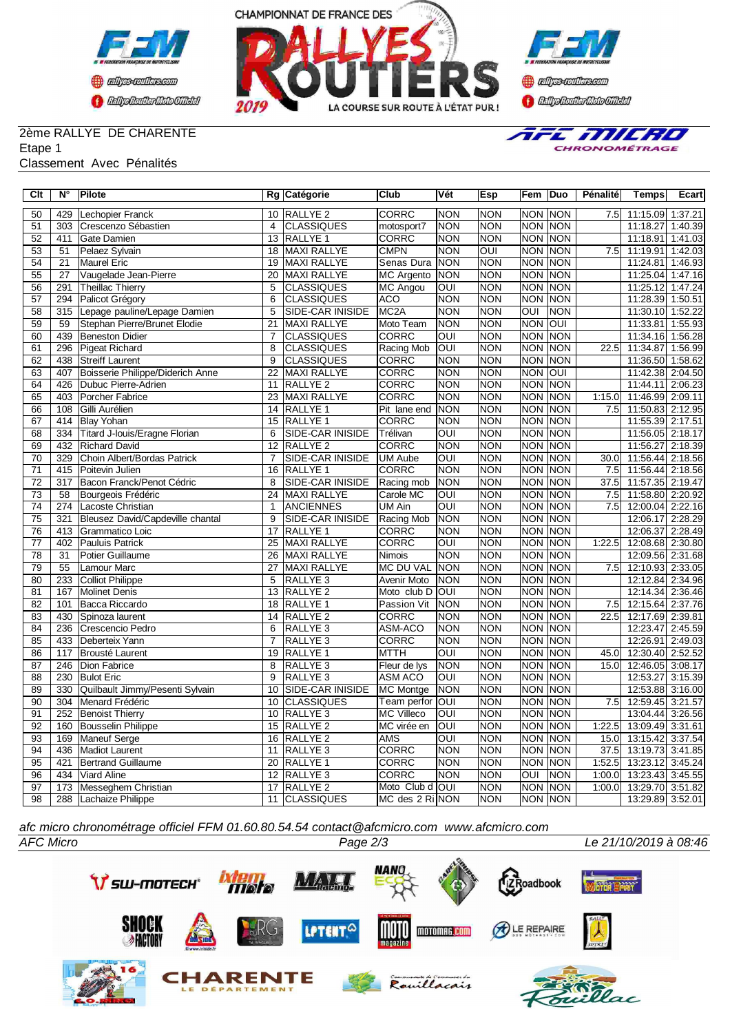CHAMPIONNAT DE FRANCE DES RALLYES ROUTIERS 2019

2ème RALLYE DE CHARENTE
Etape 1
Classement Avec Pénalités

| Clt | N° | Pilote | Rg | Catégorie | Club | Vét | Esp | Fem | Duo | Pénalité | Temps | Ecart |
|---|---|---|---|---|---|---|---|---|---|---|---|---|
| 50 | 429 | Lechopier Franck | 10 | RALLYE 2 | CORRC | NON | NON | NON | NON | 7.5 | 11:15.09 | 1:37.21 |
| 51 | 303 | Crescenzo Sébastien | 4 | CLASSIQUES | motosport7 | NON | NON | NON | NON | | 11:18.27 | 1:40.39 |
| 52 | 411 | Gate Damien | 13 | RALLYE 1 | CORRC | NON | NON | NON | NON | | 11:18.91 | 1:41.03 |
| 53 | 51 | Pelaez Sylvain | 18 | MAXI RALLYE | CMPN | NON | OUI | NON | NON | 7.5 | 11:19.91 | 1:42.03 |
| 54 | 21 | Maurel Eric | 19 | MAXI RALLYE | Senas Dura | NON | NON | NON | NON | | 11:24.81 | 1:46.93 |
| 55 | 27 | Vaugelade Jean-Pierre | 20 | MAXI RALLYE | MC Argento | NON | NON | NON | NON | | 11:25.04 | 1:47.16 |
| 56 | 291 | Theillac Thierry | 5 | CLASSIQUES | MC Angou | OUI | NON | NON | NON | | 11:25.12 | 1:47.24 |
| 57 | 294 | Palicot Grégory | 6 | CLASSIQUES | ACO | NON | NON | NON | NON | | 11:28.39 | 1:50.51 |
| 58 | 315 | Lepage pauline/Lepage Damien | 5 | SIDE-CAR INISIDE | MC2A | NON | NON | OUI | NON | | 11:30.10 | 1:52.22 |
| 59 | 59 | Stephan Pierre/Brunet Elodie | 21 | MAXI RALLYE | Moto Team | NON | NON | NON | OUI | | 11:33.81 | 1:55.93 |
| 60 | 439 | Beneston Didier | 7 | CLASSIQUES | CORRC | OUI | NON | NON | NON | | 11:34.16 | 1:56.28 |
| 61 | 296 | Pigeat Richard | 8 | CLASSIQUES | Racing Mob | OUI | NON | NON | NON | 22.5 | 11:34.87 | 1:56.99 |
| 62 | 438 | Streiff Laurent | 9 | CLASSIQUES | CORRC | NON | NON | NON | NON | | 11:36.50 | 1:58.62 |
| 63 | 407 | Boisserie Philippe/Diderich Anne | 22 | MAXI RALLYE | CORRC | NON | NON | NON | OUI | | 11:42.38 | 2:04.50 |
| 64 | 426 | Dubuc Pierre-Adrien | 11 | RALLYE 2 | CORRC | NON | NON | NON | NON | | 11:44.11 | 2:06.23 |
| 65 | 403 | Porcher Fabrice | 23 | MAXI RALLYE | CORRC | NON | NON | NON | NON | 1:15.0 | 11:46.99 | 2:09.11 |
| 66 | 108 | Gilli Aurélien | 14 | RALLYE 1 | Pit lane end | NON | NON | NON | NON | 7.5 | 11:50.83 | 2:12.95 |
| 67 | 414 | Blay Yohan | 15 | RALLYE 1 | CORRC | NON | NON | NON | NON | | 11:55.39 | 2:17.51 |
| 68 | 334 | Titard J-louis/Eragne Florian | 6 | SIDE-CAR INISIDE | Trélivan | OUI | NON | NON | NON | | 11:56.05 | 2:18.17 |
| 69 | 432 | Richard David | 12 | RALLYE 2 | CORRC | NON | NON | NON | NON | | 11:56.27 | 2:18.39 |
| 70 | 329 | Choin Albert/Bordas Patrick | 7 | SIDE-CAR INISIDE | UM Aube | OUI | NON | NON | NON | 30.0 | 11:56.44 | 2:18.56 |
| 71 | 415 | Poitevin Julien | 16 | RALLYE 1 | CORRC | NON | NON | NON | NON | 7.5 | 11:56.44 | 2:18.56 |
| 72 | 317 | Bacon Franck/Penot Cédric | 8 | SIDE-CAR INISIDE | Racing mob | NON | NON | NON | NON | 37.5 | 11:57.35 | 2:19.47 |
| 73 | 58 | Bourgeois Frédéric | 24 | MAXI RALLYE | Carole MC | OUI | NON | NON | NON | 7.5 | 11:58.80 | 2:20.92 |
| 74 | 274 | Lacoste Christian | 1 | ANCIENNES | UM Ain | OUI | NON | NON | NON | 7.5 | 12:00.04 | 2:22.16 |
| 75 | 321 | Bleusez David/Capdeville chantal | 9 | SIDE-CAR INISIDE | Racing Mob | NON | NON | NON | NON | | 12:06.17 | 2:28.29 |
| 76 | 413 | Grammatico Loic | 17 | RALLYE 1 | CORRC | NON | NON | NON | NON | | 12:06.37 | 2:28.49 |
| 77 | 402 | Pauluis Patrick | 25 | MAXI RALLYE | CORRC | OUI | NON | NON | NON | 1:22.5 | 12:08.68 | 2:30.80 |
| 78 | 31 | Potier Guillaume | 26 | MAXI RALLYE | Nimois | NON | NON | NON | NON | | 12:09.56 | 2:31.68 |
| 79 | 55 | Lamour Marc | 27 | MAXI RALLYE | MC DU VAL | NON | NON | NON | NON | 7.5 | 12:10.93 | 2:33.05 |
| 80 | 233 | Colliot Philippe | 5 | RALLYE 3 | Avenir Moto | NON | NON | NON | NON | | 12:12.84 | 2:34.96 |
| 81 | 167 | Molinet Denis | 13 | RALLYE 2 | Moto club D | OUI | NON | NON | NON | | 12:14.34 | 2:36.46 |
| 82 | 101 | Bacca Riccardo | 18 | RALLYE 1 | Passion Vit | NON | NON | NON | NON | 7.5 | 12:15.64 | 2:37.76 |
| 83 | 430 | Spinoza laurent | 14 | RALLYE 2 | CORRC | NON | NON | NON | NON | 22.5 | 12:17.69 | 2:39.81 |
| 84 | 236 | Crescencio Pedro | 6 | RALLYE 3 | ASM-ACO | NON | NON | NON | NON | | 12:23.47 | 2:45.59 |
| 85 | 433 | Deberteix Yann | 7 | RALLYE 3 | CORRC | NON | NON | NON | NON | | 12:26.91 | 2:49.03 |
| 86 | 117 | Brousté Laurent | 19 | RALLYE 1 | MTTH | OUI | NON | NON | NON | 45.0 | 12:30.40 | 2:52.52 |
| 87 | 246 | Dion Fabrice | 8 | RALLYE 3 | Fleur de lys | NON | NON | NON | NON | 15.0 | 12:46.05 | 3:08.17 |
| 88 | 230 | Bulot Eric | 9 | RALLYE 3 | ASM ACO | OUI | NON | NON | NON | | 12:53.27 | 3:15.39 |
| 89 | 330 | Quilbault Jimmy/Pesenti Sylvain | 10 | SIDE-CAR INISIDE | MC Montge | NON | NON | NON | NON | | 12:53.88 | 3:16.00 |
| 90 | 304 | Menard Frédéric | 10 | CLASSIQUES | Team perfor | OUI | NON | NON | NON | 7.5 | 12:59.45 | 3:21.57 |
| 91 | 252 | Benoist Thierry | 10 | RALLYE 3 | MC Villeco | OUI | NON | NON | NON | | 13:04.44 | 3:26.56 |
| 92 | 160 | Bousselin Philippe | 15 | RALLYE 2 | MC virée en | OUI | NON | NON | NON | 1:22.5 | 13:09.49 | 3:31.61 |
| 93 | 169 | Maneuf Serge | 16 | RALLYE 2 | AMS | OUI | NON | NON | NON | 15.0 | 13:15.42 | 3:37.54 |
| 94 | 436 | Madiot Laurent | 11 | RALLYE 3 | CORRC | NON | NON | NON | NON | 37.5 | 13:19.73 | 3:41.85 |
| 95 | 421 | Bertrand Guillaume | 20 | RALLYE 1 | CORRC | NON | NON | NON | NON | 1:52.5 | 13:23.12 | 3:45.24 |
| 96 | 434 | Viard Aline | 12 | RALLYE 3 | CORRC | NON | NON | OUI | NON | 1:00.0 | 13:23.43 | 3:45.55 |
| 97 | 173 | Messeghem Christian | 17 | RALLYE 2 | Moto Club d | OUI | NON | NON | NON | 1:00.0 | 13:29.70 | 3:51.82 |
| 98 | 288 | Lachaize Philippe | 11 | CLASSIQUES | MC des 2 Ri | NON | NON | NON | NON | | 13:29.89 | 3:52.01 |

*afc micro chronométrage officiel FFM 01.60.80.54.54 contact@afcmicro.com www.afcmicro.com*

*AFC Micro* — *Le 21/10/2019 à 08:46*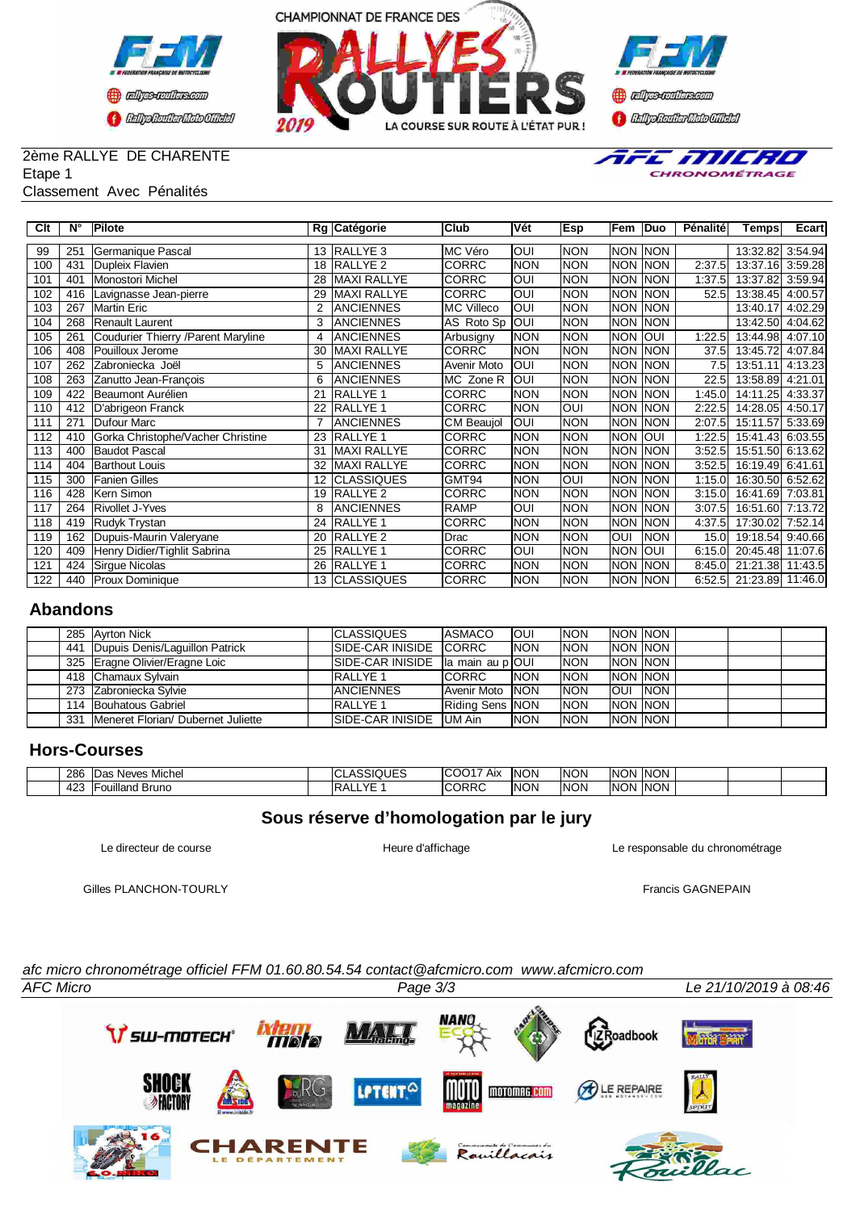CHAMPIONNAT DE FRANCE DES RALLYES ROUTIERS 2019 — LA COURSE SUR ROUTE À L'ÉTAT PUR !

2ème RALLYE DE CHARENTE
Etape 1
Classement Avec Pénalités

| Clt | N° | Pilote | Rg | Catégorie | Club | Vét | Esp | Fem | Duo | Pénalité | Temps | Ecart |
|---|---|---|---|---|---|---|---|---|---|---|---|---|
| 99 | 251 | Germanique Pascal | 13 | RALLYE 3 | MC Véro | OUI | NON | NON | NON | | 13:32.82 | 3:54.94 |
| 100 | 431 | Dupleix Flavien | 18 | RALLYE 2 | CORRC | NON | NON | NON | NON | 2:37.5 | 13:37.16 | 3:59.28 |
| 101 | 401 | Monostori Michel | 28 | MAXI RALLYE | CORRC | OUI | NON | NON | NON | 1:37.5 | 13:37.82 | 3:59.94 |
| 102 | 416 | Lavignasse Jean-pierre | 29 | MAXI RALLYE | CORRC | OUI | NON | NON | NON | 52.5 | 13:38.45 | 4:00.57 |
| 103 | 267 | Martin Eric | 2 | ANCIENNES | MC Villeco | OUI | NON | NON | NON | | 13:40.17 | 4:02.29 |
| 104 | 268 | Renault Laurent | 3 | ANCIENNES | AS Roto Sp | OUI | NON | NON | NON | | 13:42.50 | 4:04.62 |
| 105 | 261 | Coudurier Thierry /Parent Maryline | 4 | ANCIENNES | Arbusigny | NON | NON | NON | OUI | 1:22.5 | 13:44.98 | 4:07.10 |
| 106 | 408 | Pouilloux Jerome | 30 | MAXI RALLYE | CORRC | NON | NON | NON | NON | 37.5 | 13:45.72 | 4:07.84 |
| 107 | 262 | Zabroniecka Joël | 5 | ANCIENNES | Avenir Moto | OUI | NON | NON | NON | 7.5 | 13:51.11 | 4:13.23 |
| 108 | 263 | Zanutto Jean-François | 6 | ANCIENNES | MC Zone R | OUI | NON | NON | NON | 22.5 | 13:58.89 | 4:21.01 |
| 109 | 422 | Beaumont Aurélien | 21 | RALLYE 1 | CORRC | NON | NON | NON | NON | 1:45.0 | 14:11.25 | 4:33.37 |
| 110 | 412 | D'abrigeon Franck | 22 | RALLYE 1 | CORRC | NON | OUI | NON | NON | 2:22.5 | 14:28.05 | 4:50.17 |
| 111 | 271 | Dufour Marc | 7 | ANCIENNES | CM Beaujol | OUI | NON | NON | NON | 2:07.5 | 15:11.57 | 5:33.69 |
| 112 | 410 | Gorka Christophe/Vacher Christine | 23 | RALLYE 1 | CORRC | NON | NON | NON | OUI | 1:22.5 | 15:41.43 | 6:03.55 |
| 113 | 400 | Baudot Pascal | 31 | MAXI RALLYE | CORRC | NON | NON | NON | NON | 3:52.5 | 15:51.50 | 6:13.62 |
| 114 | 404 | Barthout Louis | 32 | MAXI RALLYE | CORRC | NON | NON | NON | NON | 3:52.5 | 16:19.49 | 6:41.61 |
| 115 | 300 | Fanien Gilles | 12 | CLASSIQUES | GMT94 | NON | OUI | NON | NON | 1:15.0 | 16:30.50 | 6:52.62 |
| 116 | 428 | Kern Simon | 19 | RALLYE 2 | CORRC | NON | NON | NON | NON | 3:15.0 | 16:41.69 | 7:03.81 |
| 117 | 264 | Rivollet J-Yves | 8 | ANCIENNES | RAMP | OUI | NON | NON | NON | 3:07.5 | 16:51.60 | 7:13.72 |
| 118 | 419 | Rudyk Trystan | 24 | RALLYE 1 | CORRC | NON | NON | NON | NON | 4:37.5 | 17:30.02 | 7:52.14 |
| 119 | 162 | Dupuis-Maurin Valeryane | 20 | RALLYE 2 | Drac | NON | NON | OUI | NON | 15.0 | 19:18.54 | 9:40.66 |
| 120 | 409 | Henry Didier/Tighlit Sabrina | 25 | RALLYE 1 | CORRC | OUI | NON | NON | OUI | 6:15.0 | 20:45.48 | 11:07.6 |
| 121 | 424 | Sirgue Nicolas | 26 | RALLYE 1 | CORRC | NON | NON | NON | NON | 8:45.0 | 21:21.38 | 11:43.5 |
| 122 | 440 | Proux Dominique | 13 | CLASSIQUES | CORRC | NON | NON | NON | NON | 6:52.5 | 21:23.89 | 11:46.0 |

## Abandons

| Clt | N° | Pilote | Rg | Catégorie | Club | Vét | Esp | Fem | Duo | Pénalité | Temps | Ecart |
|---|---|---|---|---|---|---|---|---|---|---|---|---|
| | 285 | Ayrton Nick | | CLASSIQUES | ASMACO | OUI | NON | NON | NON | | | |
| | 441 | Dupuis Denis/Laguillon Patrick | | SIDE-CAR INISIDE | CORRC | NON | NON | NON | NON | | | |
| | 325 | Eragne Olivier/Eragne Loic | | SIDE-CAR INISIDE | la main au p | OUI | NON | NON | NON | | | |
| | 418 | Chamaux Sylvain | | RALLYE 1 | CORRC | NON | NON | NON | NON | | | |
| | 273 | Zabroniecka Sylvie | | ANCIENNES | Avenir Moto | NON | NON | OUI | NON | | | |
| | 114 | Bouhatous Gabriel | | RALLYE 1 | Riding Sens | NON | NON | NON | NON | | | |
| | 331 | Meneret Florian/ Dubernet Juliette | | SIDE-CAR INISIDE | UM Ain | NON | NON | NON | NON | | | |

## Hors-Courses

| Clt | N° | Pilote | Rg | Catégorie | Club | Vét | Esp | Fem | Duo | Pénalité | Temps | Ecart |
|---|---|---|---|---|---|---|---|---|---|---|---|---|
| | 286 | Das Neves Michel | | CLASSIQUES | COO17 Aix | NON | NON | NON | NON | | | |
| | 423 | Fouilland Bruno | | RALLYE 1 | CORRC | NON | NON | NON | NON | | | |

## Sous réserve d'homologation par le jury

Le directeur de course — Heure d'affichage — Le responsable du chronométrage

Gilles PLANCHON-TOURLY — Francis GAGNEPAIN

*afc micro chronométrage officiel FFM 01.60.80.54.54 contact@afcmicro.com www.afcmicro.com*

AFC Micro — Le 21/10/2019 à 08:46